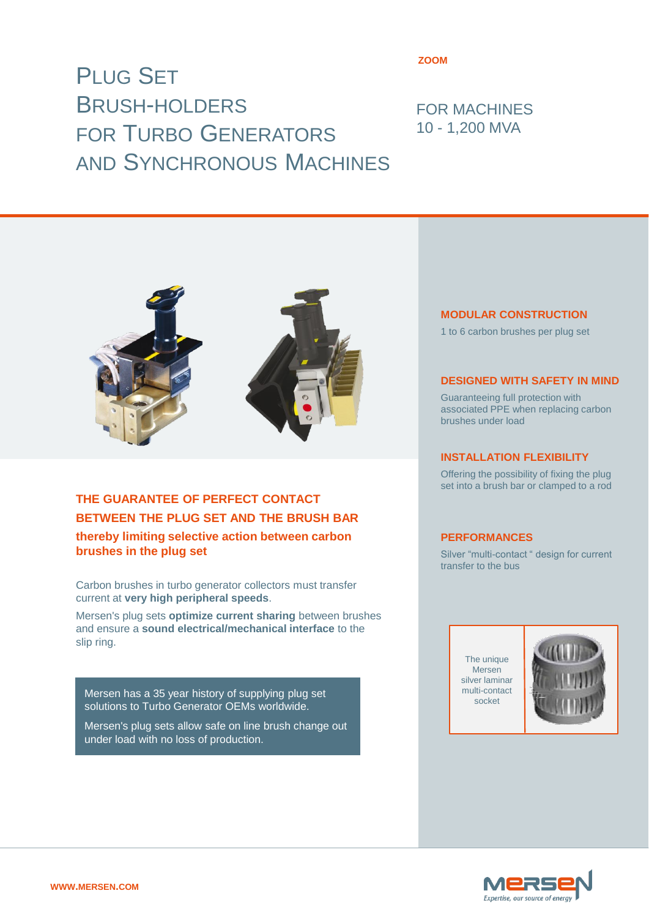ZOOM

# Plug Set Brush-Holders for Turbo Generators and Synchronous Machines

## FOR MACHINES 10 - 1,200 MVA

### THE GUARANTEE OF PERFECT CONTACT BETWEEN THE PLUG SET AND THE BRUSH BAR

**thereby limiting selective action between carbon brushes in the plug set**

Carbon brushes in turbo generator collectors must transfer current at **very high peripheral speeds**.

Mersen's plug sets **optimize current sharing** between brushes and ensure a **sound electrical/mechanical interface** to the slip ring.

> Mersen has a 35 year history of supplying plug set solutions to Turbo Generator OEMs worldwide.
>
> Mersen's plug sets allow safe on line brush change out under load with no loss of production.

### MODULAR CONSTRUCTION

1 to 6 carbon brushes per plug set

### DESIGNED WITH SAFETY IN MIND

Guaranteeing full protection with associated PPE when replacing carbon brushes under load

### INSTALLATION FLEXIBILITY

Offering the possibility of fixing the plug set into a brush bar or clamped to a rod

### PERFORMANCES

Silver "multi-contact " design for current transfer to the bus

The unique Mersen silver laminar multi-contact socket

WWW.MERSEN.COM

MERSEN Expertise, our source of energy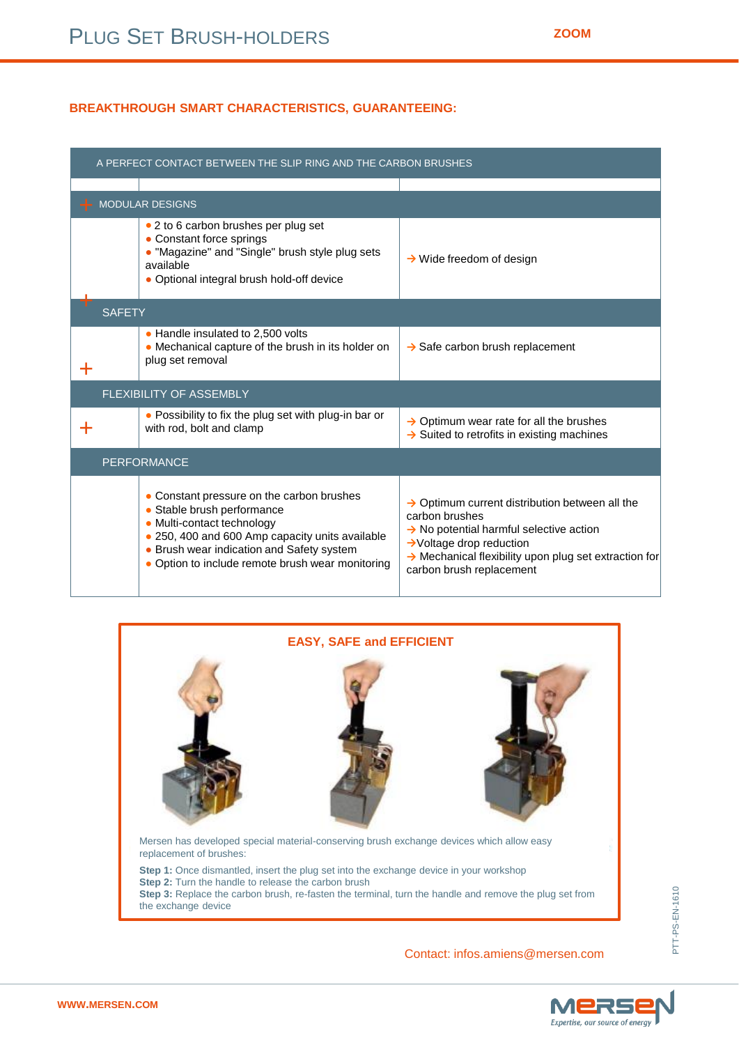# PLUG SET BRUSH-HOLDERS

ZOOM

## BREAKTHROUGH SMART CHARACTERISTICS, GUARANTEEING:

| A PERFECT CONTACT BETWEEN THE SLIP RING AND THE CARBON BRUSHES | | |
|---|---|---|
| + MODULAR DESIGNS | | |
| | • 2 to 6 carbon brushes per plug set<br>• Constant force springs<br>• "Magazine" and "Single" brush style plug sets available<br>• Optional integral brush hold-off device | → Wide freedom of design |
| + SAFETY | | |
| + | • Handle insulated to 2,500 volts<br>• Mechanical capture of the brush in its holder on plug set removal | → Safe carbon brush replacement |
| FLEXIBILITY OF ASSEMBLY | | |
| + | • Possibility to fix the plug set with plug-in bar or with rod, bolt and clamp | → Optimum wear rate for all the brushes<br>→ Suited to retrofits in existing machines |
| PERFORMANCE | | |
| | • Constant pressure on the carbon brushes<br>• Stable brush performance<br>• Multi-contact technology<br>• 250, 400 and 600 Amp capacity units available<br>• Brush wear indication and Safety system<br>• Option to include remote brush wear monitoring | → Optimum current distribution between all the carbon brushes<br>→ No potential harmful selective action<br>→ Voltage drop reduction<br>→ Mechanical flexibility upon plug set extraction for carbon brush replacement |

### EASY, SAFE and EFFICIENT

Mersen has developed special material-conserving brush exchange devices which allow easy replacement of brushes:

**Step 1:** Once dismantled, insert the plug set into the exchange device in your workshop
**Step 2:** Turn the handle to release the carbon brush
**Step 3:** Replace the carbon brush, re-fasten the terminal, turn the handle and remove the plug set from the exchange device

Contact: infos.amiens@mersen.com

PTT-PS-EN-1610

WWW.MERSEN.COM

MERSEN Expertise, our source of energy